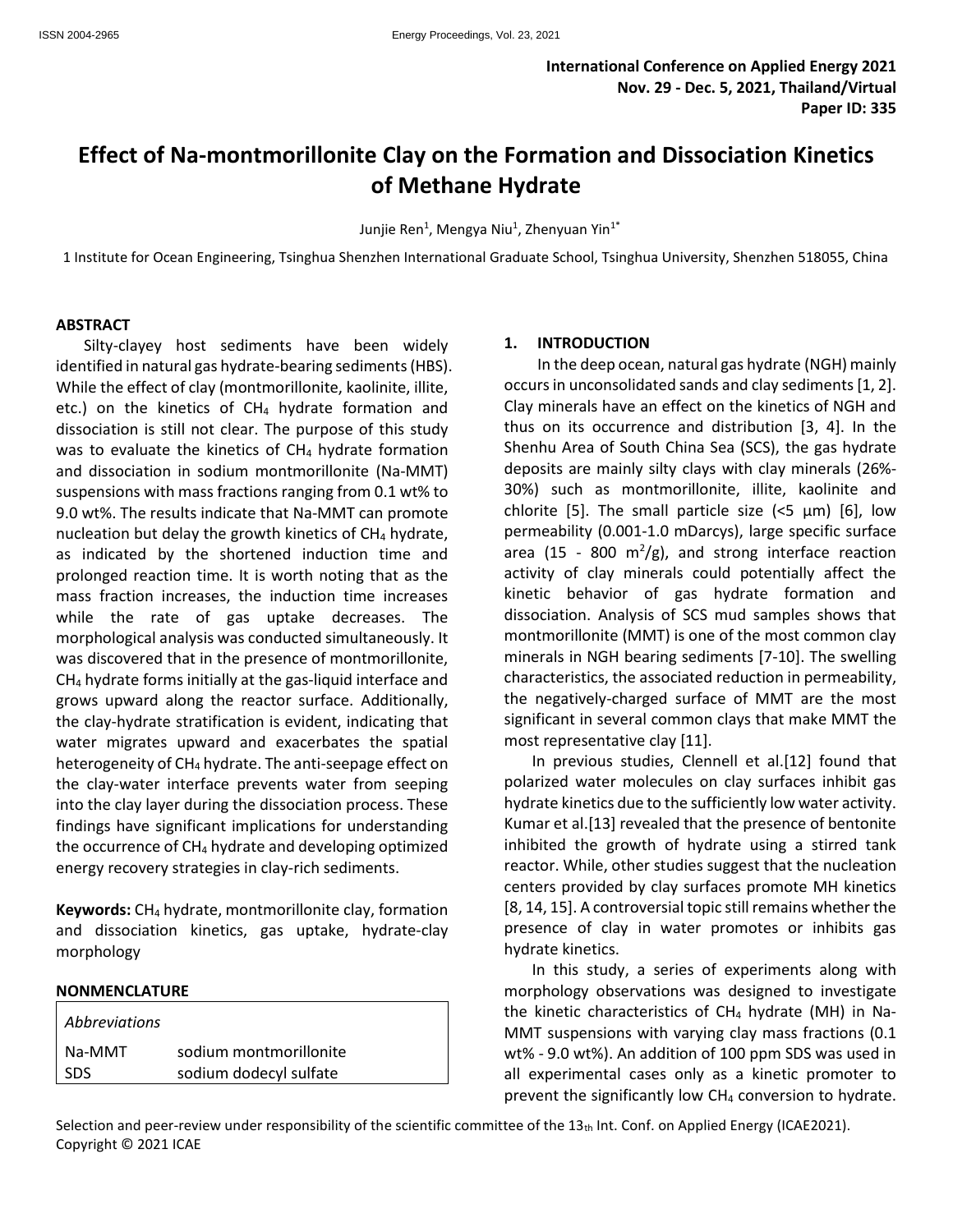**International Conference on Applied Energy 2021**
**Nov. 29 - Dec. 5, 2021, Thailand/Virtual**
**Paper ID: 335**

# Effect of Na-montmorillonite Clay on the Formation and Dissociation Kinetics of Methane Hydrate

Junjie Ren[1], Mengya Niu[1], Zhenyuan Yin[1*]

1 Institute for Ocean Engineering, Tsinghua Shenzhen International Graduate School, Tsinghua University, Shenzhen 518055, China

## ABSTRACT

Silty-clayey host sediments have been widely identified in natural gas hydrate-bearing sediments (HBS). While the effect of clay (montmorillonite, kaolinite, illite, etc.) on the kinetics of $CH_4$ hydrate formation and dissociation is still not clear. The purpose of this study was to evaluate the kinetics of $CH_4$ hydrate formation and dissociation in sodium montmorillonite (Na-MMT) suspensions with mass fractions ranging from 0.1 wt% to 9.0 wt%. The results indicate that Na-MMT can promote nucleation but delay the growth kinetics of $CH_4$ hydrate, as indicated by the shortened induction time and prolonged reaction time. It is worth noting that as the mass fraction increases, the induction time increases while the rate of gas uptake decreases. The morphological analysis was conducted simultaneously. It was discovered that in the presence of montmorillonite, $CH_4$ hydrate forms initially at the gas-liquid interface and grows upward along the reactor surface. Additionally, the clay-hydrate stratification is evident, indicating that water migrates upward and exacerbates the spatial heterogeneity of $CH_4$ hydrate. The anti-seepage effect on the clay-water interface prevents water from seeping into the clay layer during the dissociation process. These findings have significant implications for understanding the occurrence of $CH_4$ hydrate and developing optimized energy recovery strategies in clay-rich sediments.

**Keywords:** $CH_4$ hydrate, montmorillonite clay, formation and dissociation kinetics, gas uptake, hydrate-clay morphology

## NONMENCLATURE

| *Abbreviations* | |
|---|---|
| Na-MMT | sodium montmorillonite |
| SDS | sodium dodecyl sulfate |

## 1. INTRODUCTION

In the deep ocean, natural gas hydrate (NGH) mainly occurs in unconsolidated sands and clay sediments [1, 2]. Clay minerals have an effect on the kinetics of NGH and thus on its occurrence and distribution [3, 4]. In the Shenhu Area of South China Sea (SCS), the gas hydrate deposits are mainly silty clays with clay minerals (26%-30%) such as montmorillonite, illite, kaolinite and chlorite [5]. The small particle size (<5 μm) [6], low permeability (0.001-1.0 mDarcys), large specific surface area (15 - 800 $m^2/g$), and strong interface reaction activity of clay minerals could potentially affect the kinetic behavior of gas hydrate formation and dissociation. Analysis of SCS mud samples shows that montmorillonite (MMT) is one of the most common clay minerals in NGH bearing sediments [7-10]. The swelling characteristics, the associated reduction in permeability, the negatively-charged surface of MMT are the most significant in several common clays that make MMT the most representative clay [11].

In previous studies, Clennell et al.[12] found that polarized water molecules on clay surfaces inhibit gas hydrate kinetics due to the sufficiently low water activity. Kumar et al.[13] revealed that the presence of bentonite inhibited the growth of hydrate using a stirred tank reactor. While, other studies suggest that the nucleation centers provided by clay surfaces promote MH kinetics [8, 14, 15]. A controversial topic still remains whether the presence of clay in water promotes or inhibits gas hydrate kinetics.

In this study, a series of experiments along with morphology observations was designed to investigate the kinetic characteristics of $CH_4$ hydrate (MH) in Na-MMT suspensions with varying clay mass fractions (0.1 wt% - 9.0 wt%). An addition of 100 ppm SDS was used in all experimental cases only as a kinetic promoter to prevent the significantly low $CH_4$ conversion to hydrate.

Selection and peer-review under responsibility of the scientific committee of the 13th Int. Conf. on Applied Energy (ICAE2021).
Copyright © 2021 ICAE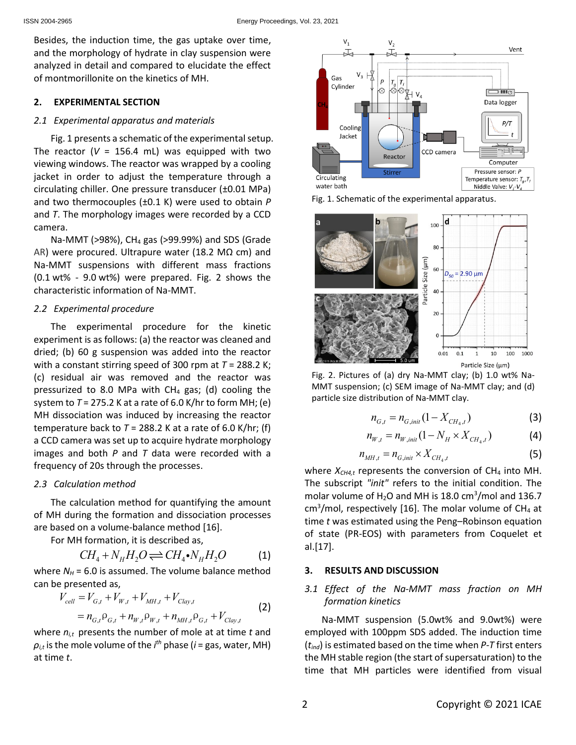Besides, the induction time, the gas uptake over time, and the morphology of hydrate in clay suspension were analyzed in detail and compared to elucidate the effect of montmorillonite on the kinetics of MH.

## 2. EXPERIMENTAL SECTION

### *2.1 Experimental apparatus and materials*

Fig. 1 presents a schematic of the experimental setup. The reactor ($V$ = 156.4 mL) was equipped with two viewing windows. The reactor was wrapped by a cooling jacket in order to adjust the temperature through a circulating chiller. One pressure transducer (±0.01 MPa) and two thermocouples (±0.1 K) were used to obtain $P$ and $T$. The morphology images were recorded by a CCD camera.

Na-MMT (>98%), $CH_4$ gas (>99.99%) and SDS (Grade AR) were procured. Ultrapure water (18.2 MΩ cm) and Na-MMT suspensions with different mass fractions (0.1 wt% - 9.0 wt%) were prepared. Fig. 2 shows the characteristic information of Na-MMT.

### *2.2 Experimental procedure*

The experimental procedure for the kinetic experiment is as follows: (a) the reactor was cleaned and dried; (b) 60 g suspension was added into the reactor with a constant stirring speed of 300 rpm at $T$ = 288.2 K; (c) residual air was removed and the reactor was pressurized to 8.0 MPa with $CH_4$ gas; (d) cooling the system to $T$ = 275.2 K at a rate of 6.0 K/hr to form MH; (e) MH dissociation was induced by increasing the reactor temperature back to $T$ = 288.2 K at a rate of 6.0 K/hr; (f) a CCD camera was set up to acquire hydrate morphology images and both $P$ and $T$ data were recorded with a frequency of 20s through the processes.

### *2.3 Calculation method*

The calculation method for quantifying the amount of MH during the formation and dissociation processes are based on a volume-balance method [16].

For MH formation, it is described as,

$$CH_4 + N_H H_2O \rightleftharpoons CH_4{\bullet}N_H H_2O \qquad (1)$$

where $N_H$ = 6.0 is assumed. The volume balance method can be presented as,

$$\begin{aligned} V_{cell} &= V_{G,t} + V_{W,t} + V_{MH,t} + V_{Clay,t} \\ &= n_{G,t}\rho_{G,t} + n_{W,t}\rho_{W,t} + n_{MH,t}\rho_{G,t} + V_{Clay,t} \end{aligned} \qquad (2)$$

where $n_{i,t}$ presents the number of mole at at time $t$ and $\rho_{i,t}$ is the mole volume of the $i^{th}$ phase ($i$ = gas, water, MH) at time $t$.

Fig. 1. Schematic of the experimental apparatus.

Fig. 2. Pictures of (a) dry Na-MMT clay; (b) 1.0 wt% Na-MMT suspension; (c) SEM image of Na-MMT clay; and (d) particle size distribution of Na-MMT clay.

$$n_{G,t} = n_{G,init}(1 - X_{CH_4,t}) \qquad (3)$$

$$n_{W,t} = n_{W,init}(1 - N_H \times X_{CH_4,t}) \qquad (4)$$

$$n_{MH,t} = n_{G,init} \times X_{CH_4,t} \qquad (5)$$

where $X_{CH4,t}$ represents the conversion of $CH_4$ into MH. The subscript *"init"* refers to the initial condition. The molar volume of $H_2O$ and MH is 18.0 $cm^3$/mol and 136.7 $cm^3$/mol, respectively [16]. The molar volume of $CH_4$ at time $t$ was estimated using the Peng–Robinson equation of state (PR-EOS) with parameters from Coquelet et al.[17].

## 3. RESULTS AND DISCUSSION

### *3.1 Effect of the Na-MMT mass fraction on MH formation kinetics*

Na-MMT suspension (5.0wt% and 9.0wt%) were employed with 100ppm SDS added. The induction time ($t_{ind}$) is estimated based on the time when $P$-$T$ first enters the MH stable region (the start of supersaturation) to the time that MH particles were identified from visual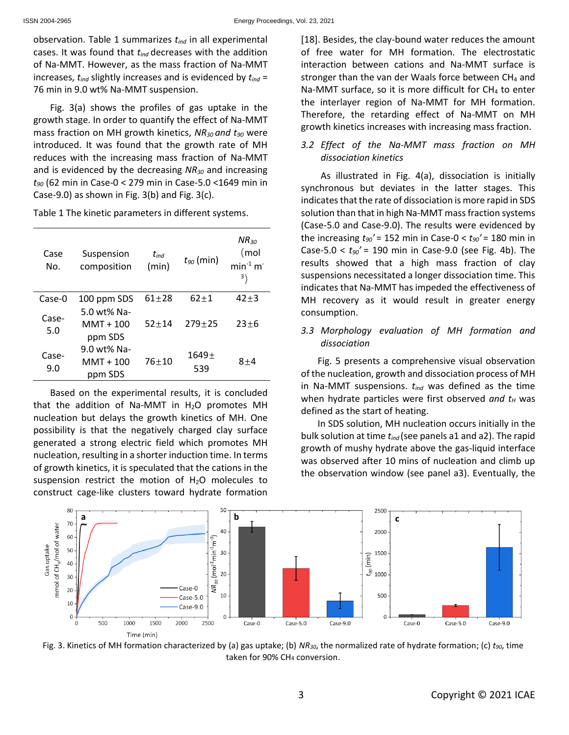observation. Table 1 summarizes $t_{ind}$ in all experimental cases. It was found that $t_{ind}$ decreases with the addition of Na-MMT. However, as the mass fraction of Na-MMT increases, $t_{ind}$ slightly increases and is evidenced by $t_{ind}$ = 76 min in 9.0 wt% Na-MMT suspension.

Fig. 3(a) shows the profiles of gas uptake in the growth stage. In order to quantify the effect of Na-MMT mass fraction on MH growth kinetics, $NR_{30}$ and $t_{90}$ were introduced. It was found that the growth rate of MH reduces with the increasing mass fraction of Na-MMT and is evidenced by the decreasing $NR_{30}$ and increasing $t_{90}$ (62 min in Case-0 < 279 min in Case-5.0 <1649 min in Case-9.0) as shown in Fig. 3(b) and Fig. 3(c).

Table 1 The kinetic parameters in different systems.

| Case No. | Suspension composition | $t_{ind}$ (min) | $t_{90}$ (min) | $NR_{30}$ (mol min$^{-1}$ m$^{-3}$) |
|---|---|---|---|---|
| Case-0 | 100 ppm SDS | 61±28 | 62±1 | 42±3 |
| Case-5.0 | 5.0 wt% Na-MMT + 100 ppm SDS | 52±14 | 279±25 | 23±6 |
| Case-9.0 | 9.0 wt% Na-MMT + 100 ppm SDS | 76±10 | 1649±539 | 8±4 |

Based on the experimental results, it is concluded that the addition of Na-MMT in $H_2O$ promotes MH nucleation but delays the growth kinetics of MH. One possibility is that the negatively charged clay surface generated a strong electric field which promotes MH nucleation, resulting in a shorter induction time. In terms of growth kinetics, it is speculated that the cations in the suspension restrict the motion of $H_2O$ molecules to construct cage-like clusters toward hydrate formation [18]. Besides, the clay-bound water reduces the amount of free water for MH formation. The electrostatic interaction between cations and Na-MMT surface is stronger than the van der Waals force between $CH_4$ and Na-MMT surface, so it is more difficult for $CH_4$ to enter the interlayer region of Na-MMT for MH formation. Therefore, the retarding effect of Na-MMT on MH growth kinetics increases with increasing mass fraction.

### 3.2 *Effect of the Na-MMT mass fraction on MH dissociation kinetics*

As illustrated in Fig. 4(a), dissociation is initially synchronous but deviates in the latter stages. This indicates that the rate of dissociation is more rapid in SDS solution than that in high Na-MMT mass fraction systems (Case-5.0 and Case-9.0). The results were evidenced by the increasing $t_{90}'$ = 152 min in Case-0 < $t_{90}'$ = 180 min in Case-5.0 < $t_{90}'$ = 190 min in Case-9.0 (see Fig. 4b). The results showed that a high mass fraction of clay suspensions necessitated a longer dissociation time. This indicates that Na-MMT has impeded the effectiveness of MH recovery as it would result in greater energy consumption.

### 3.3 *Morphology evaluation of MH formation and dissociation*

Fig. 5 presents a comprehensive visual observation of the nucleation, growth and dissociation process of MH in Na-MMT suspensions. $t_{ind}$ was defined as the time when hydrate particles were first observed *and* $t_H$ was defined as the start of heating.

In SDS solution, MH nucleation occurs initially in the bulk solution at time $t_{ind}$ (see panels a1 and a2). The rapid growth of mushy hydrate above the gas-liquid interface was observed after 10 mins of nucleation and climb up the observation window (see panel a3). Eventually, the

Fig. 3. Kinetics of MH formation characterized by (a) gas uptake; (b) $NR_{30}$, the normalized rate of hydrate formation; (c) $t_{90}$, time taken for 90% $CH_4$ conversion.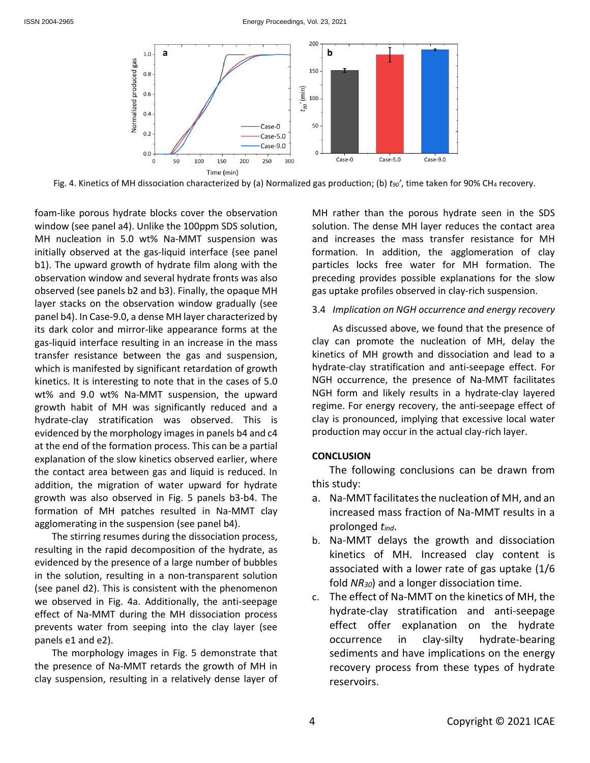Fig. 4. Kinetics of MH dissociation characterized by (a) Normalized gas production; (b) $t_{90}'$, time taken for 90% $CH_4$ recovery.

foam-like porous hydrate blocks cover the observation window (see panel a4). Unlike the 100ppm SDS solution, MH nucleation in 5.0 wt% Na-MMT suspension was initially observed at the gas-liquid interface (see panel b1). The upward growth of hydrate film along with the observation window and several hydrate fronts was also observed (see panels b2 and b3). Finally, the opaque MH layer stacks on the observation window gradually (see panel b4). In Case-9.0, a dense MH layer characterized by its dark color and mirror-like appearance forms at the gas-liquid interface resulting in an increase in the mass transfer resistance between the gas and suspension, which is manifested by significant retardation of growth kinetics. It is interesting to note that in the cases of 5.0 wt% and 9.0 wt% Na-MMT suspension, the upward growth habit of MH was significantly reduced and a hydrate-clay stratification was observed. This is evidenced by the morphology images in panels b4 and c4 at the end of the formation process. This can be a partial explanation of the slow kinetics observed earlier, where the contact area between gas and liquid is reduced. In addition, the migration of water upward for hydrate growth was also observed in Fig. 5 panels b3-b4. The formation of MH patches resulted in Na-MMT clay agglomerating in the suspension (see panel b4).

The stirring resumes during the dissociation process, resulting in the rapid decomposition of the hydrate, as evidenced by the presence of a large number of bubbles in the solution, resulting in a non-transparent solution (see panel d2). This is consistent with the phenomenon we observed in Fig. 4a. Additionally, the anti-seepage effect of Na-MMT during the MH dissociation process prevents water from seeping into the clay layer (see panels e1 and e2).

The morphology images in Fig. 5 demonstrate that the presence of Na-MMT retards the growth of MH in clay suspension, resulting in a relatively dense layer of MH rather than the porous hydrate seen in the SDS solution. The dense MH layer reduces the contact area and increases the mass transfer resistance for MH formation. In addition, the agglomeration of clay particles locks free water for MH formation. The preceding provides possible explanations for the slow gas uptake profiles observed in clay-rich suspension.

### 3.4 *Implication on NGH occurrence and energy recovery*

As discussed above, we found that the presence of clay can promote the nucleation of MH, delay the kinetics of MH growth and dissociation and lead to a hydrate-clay stratification and anti-seepage effect. For NGH occurrence, the presence of Na-MMT facilitates NGH form and likely results in a hydrate-clay layered regime. For energy recovery, the anti-seepage effect of clay is pronounced, implying that excessive local water production may occur in the actual clay-rich layer.

## CONCLUSION

The following conclusions can be drawn from this study:

a. Na-MMT facilitates the nucleation of MH, and an increased mass fraction of Na-MMT results in a prolonged $t_{ind}$.

b. Na-MMT delays the growth and dissociation kinetics of MH. Increased clay content is associated with a lower rate of gas uptake (1/6 fold $NR_{30}$) and a longer dissociation time.

c. The effect of Na-MMT on the kinetics of MH, the hydrate-clay stratification and anti-seepage effect offer explanation on the hydrate occurrence in clay-silty hydrate-bearing sediments and have implications on the energy recovery process from these types of hydrate reservoirs.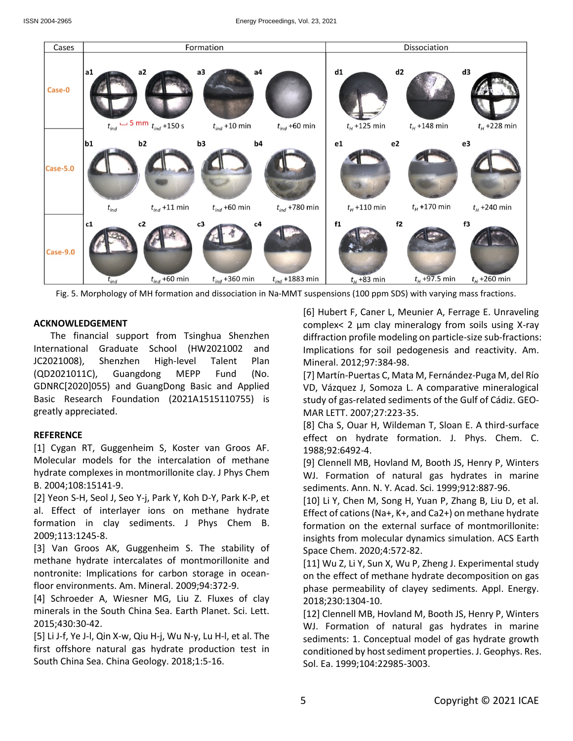Fig. 5. Morphology of MH formation and dissociation in Na-MMT suspensions (100 ppm SDS) with varying mass fractions.

## ACKNOWLEDGEMENT

The financial support from Tsinghua Shenzhen International Graduate School (HW2021002 and JC2021008), Shenzhen High-level Talent Plan (QD2021011C), Guangdong MEPP Fund (No. GDNRC[2020]055) and GuangDong Basic and Applied Basic Research Foundation (2021A1515110755) is greatly appreciated.

## REFERENCE

[1] Cygan RT, Guggenheim S, Koster van Groos AF. Molecular models for the intercalation of methane hydrate complexes in montmorillonite clay. J Phys Chem B. 2004;108:15141-9.

[2] Yeon S-H, Seol J, Seo Y-j, Park Y, Koh D-Y, Park K-P, et al. Effect of interlayer ions on methane hydrate formation in clay sediments. J Phys Chem B. 2009;113:1245-8.

[3] Van Groos AK, Guggenheim S. The stability of methane hydrate intercalates of montmorillonite and nontronite: Implications for carbon storage in ocean-floor environments. Am. Mineral. 2009;94:372-9.

[4] Schroeder A, Wiesner MG, Liu Z. Fluxes of clay minerals in the South China Sea. Earth Planet. Sci. Lett. 2015;430:30-42.

[5] Li J-f, Ye J-l, Qin X-w, Qiu H-j, Wu N-y, Lu H-l, et al. The first offshore natural gas hydrate production test in South China Sea. China Geology. 2018;1:5-16.

[6] Hubert F, Caner L, Meunier A, Ferrage E. Unraveling complex< 2 µm clay mineralogy from soils using X-ray diffraction profile modeling on particle-size sub-fractions: Implications for soil pedogenesis and reactivity. Am. Mineral. 2012;97:384-98.

[7] Martín-Puertas C, Mata M, Fernández-Puga M, del Río VD, Vázquez J, Somoza L. A comparative mineralogical study of gas-related sediments of the Gulf of Cádiz. GEO-MAR LETT. 2007;27:223-35.

[8] Cha S, Ouar H, Wildeman T, Sloan E. A third-surface effect on hydrate formation. J. Phys. Chem. C. 1988;92:6492-4.

[9] Clennell MB, Hovland M, Booth JS, Henry P, Winters WJ. Formation of natural gas hydrates in marine sediments. Ann. N. Y. Acad. Sci. 1999;912:887-96.

[10] Li Y, Chen M, Song H, Yuan P, Zhang B, Liu D, et al. Effect of cations (Na+, K+, and Ca2+) on methane hydrate formation on the external surface of montmorillonite: insights from molecular dynamics simulation. ACS Earth Space Chem. 2020;4:572-82.

[11] Wu Z, Li Y, Sun X, Wu P, Zheng J. Experimental study on the effect of methane hydrate decomposition on gas phase permeability of clayey sediments. Appl. Energy. 2018;230:1304-10.

[12] Clennell MB, Hovland M, Booth JS, Henry P, Winters WJ. Formation of natural gas hydrates in marine sediments: 1. Conceptual model of gas hydrate growth conditioned by host sediment properties. J. Geophys. Res. Sol. Ea. 1999;104:22985-3003.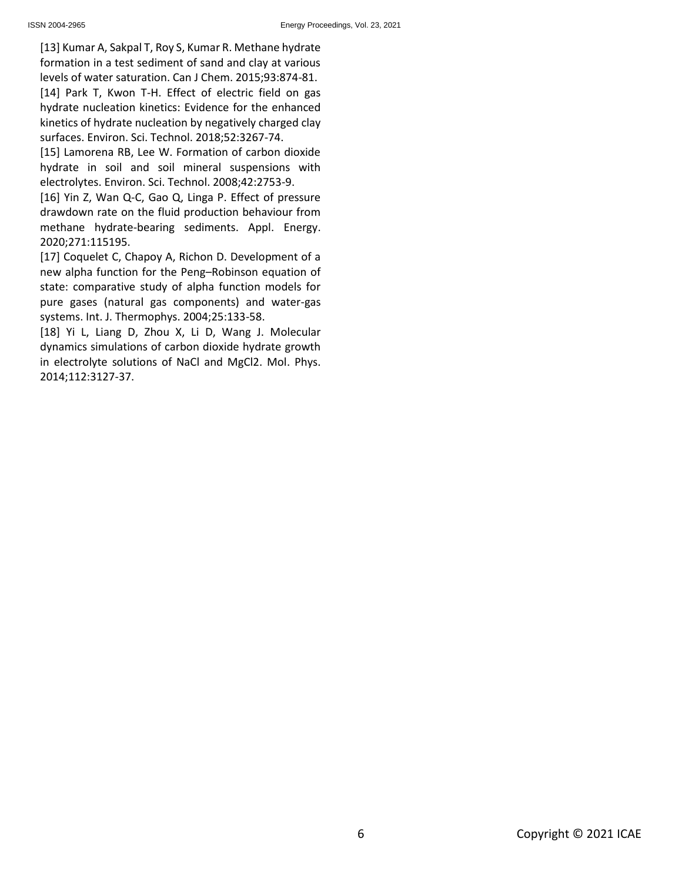[13] Kumar A, Sakpal T, Roy S, Kumar R. Methane hydrate formation in a test sediment of sand and clay at various levels of water saturation. Can J Chem. 2015;93:874-81.

[14] Park T, Kwon T-H. Effect of electric field on gas hydrate nucleation kinetics: Evidence for the enhanced kinetics of hydrate nucleation by negatively charged clay surfaces. Environ. Sci. Technol. 2018;52:3267-74.

[15] Lamorena RB, Lee W. Formation of carbon dioxide hydrate in soil and soil mineral suspensions with electrolytes. Environ. Sci. Technol. 2008;42:2753-9.

[16] Yin Z, Wan Q-C, Gao Q, Linga P. Effect of pressure drawdown rate on the fluid production behaviour from methane hydrate-bearing sediments. Appl. Energy. 2020;271:115195.

[17] Coquelet C, Chapoy A, Richon D. Development of a new alpha function for the Peng–Robinson equation of state: comparative study of alpha function models for pure gases (natural gas components) and water-gas systems. Int. J. Thermophys. 2004;25:133-58.

[18] Yi L, Liang D, Zhou X, Li D, Wang J. Molecular dynamics simulations of carbon dioxide hydrate growth in electrolyte solutions of NaCl and MgCl2. Mol. Phys. 2014;112:3127-37.